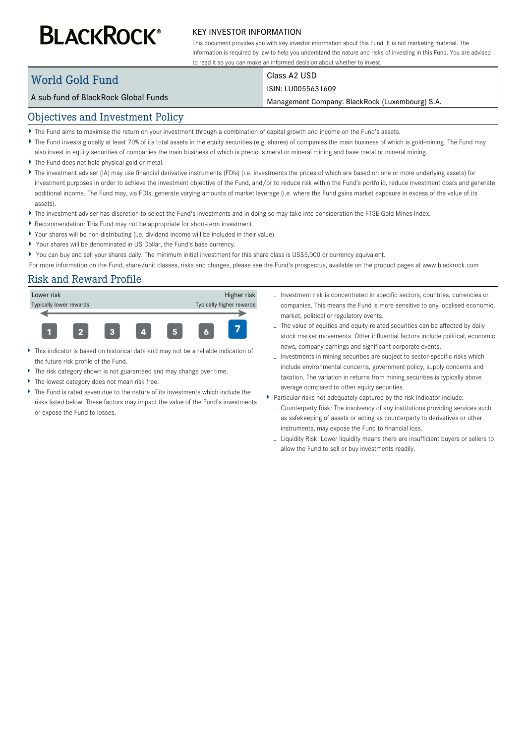BLACKROCK®

KEY INVESTOR INFORMATION

This document provides you with key investor information about this Fund. It is not marketing material. The information is required by law to help you understand the nature and risks of investing in this Fund. You are advised to read it so you can make an informed decision about whether to invest.

# World Gold Fund

A sub-fund of BlackRock Global Funds

Class A2 USD

ISIN: LU0055631609

Management Company: BlackRock (Luxembourg) S.A.

## Objectives and Investment Policy

- The Fund aims to maximise the return on your investment through a combination of capital growth and income on the Fund's assets.
- The Fund invests globally at least 70% of its total assets in the equity securities (e.g. shares) of companies the main business of which is gold-mining. The Fund may also invest in equity securities of companies the main business of which is precious metal or mineral mining and base metal or mineral mining.
- The Fund does not hold physical gold or metal.
- The investment adviser (IA) may use financial derivative instruments (FDIs) (i.e. investments the prices of which are based on one or more underlying assets) for investment purposes in order to achieve the investment objective of the Fund, and/or to reduce risk within the Fund's portfolio, reduce investment costs and generate additional income. The Fund may, via FDIs, generate varying amounts of market leverage (i.e. where the Fund gains market exposure in excess of the value of its assets).
- The investment adviser has discretion to select the Fund's investments and in doing so may take into consideration the FTSE Gold Mines Index.
- Recommendation: This Fund may not be appropriate for short-term investment.
- Your shares will be non-distributing (i.e. dividend income will be included in their value).
- Your shares will be denominated in US Dollar, the Fund's base currency.
- You can buy and sell your shares daily. The minimum initial investment for this share class is US$5,000 or currency equivalent.

For more information on the Fund, share/unit classes, risks and charges, please see the Fund's prospectus, available on the product pages at www.blackrock.com

## Risk and Reward Profile

| Lower risk | | | | | | Higher risk |
|---|---|---|---|---|---|---|
| Typically lower rewards | | | | | | Typically higher rewards |
| 1 | 2 | 3 | 4 | 5 | 6 | **7** |

- This indicator is based on historical data and may not be a reliable indication of the future risk profile of the Fund.
- The risk category shown is not guaranteed and may change over time.
- The lowest category does not mean risk free.
- The Fund is rated seven due to the nature of its investments which include the risks listed below. These factors may impact the value of the Fund's investments or expose the Fund to losses.
  - Investment risk is concentrated in specific sectors, countries, currencies or companies. This means the Fund is more sensitive to any localised economic, market, political or regulatory events.
  - The value of equities and equity-related securities can be affected by daily stock market movements. Other influential factors include political, economic news, company earnings and significant corporate events.
  - Investments in mining securities are subject to sector-specific risks which include environmental concerns, government policy, supply concerns and taxation. The variation in returns from mining securities is typically above average compared to other equity securities.
- Particular risks not adequately captured by the risk indicator include:
  - Counterparty Risk: The insolvency of any institutions providing services such as safekeeping of assets or acting as counterparty to derivatives or other instruments, may expose the Fund to financial loss.
  - Liquidity Risk: Lower liquidity means there are insufficient buyers or sellers to allow the Fund to sell or buy investments readily.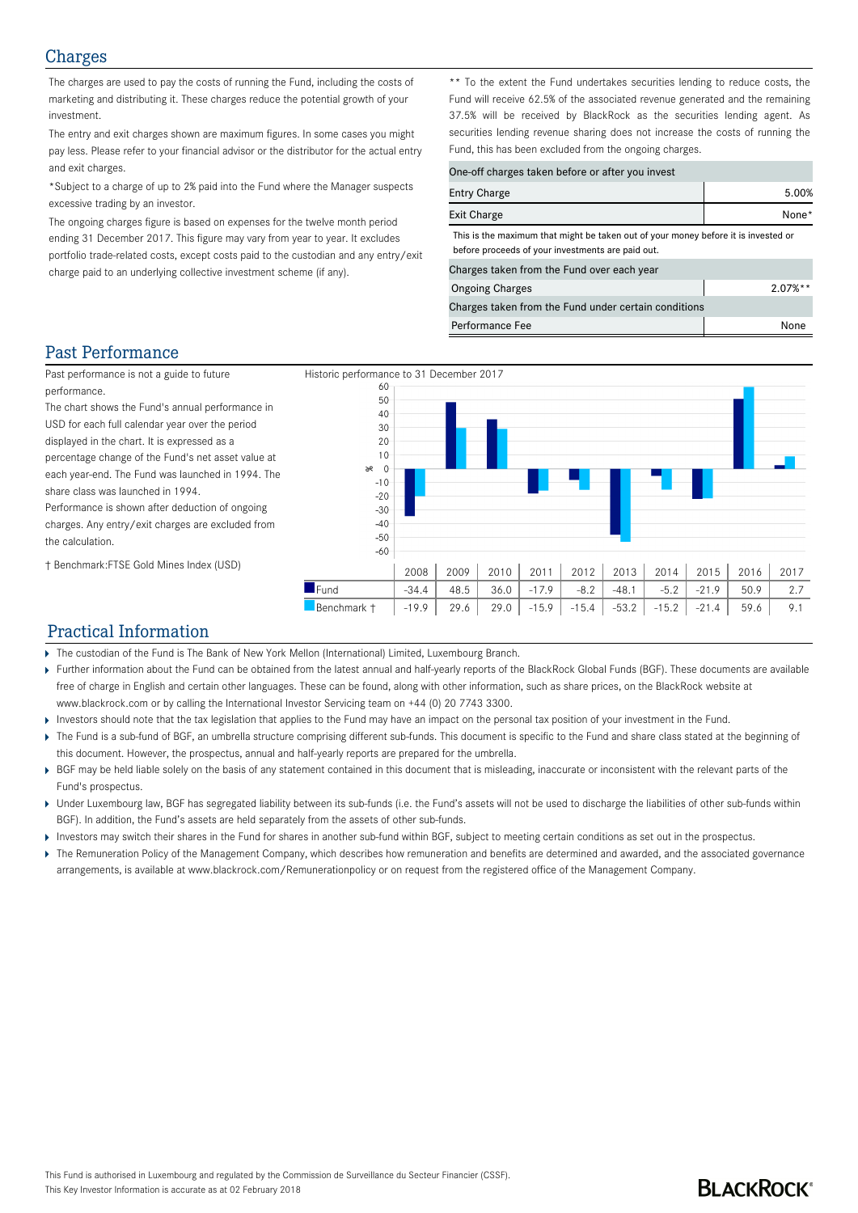## Charges

The charges are used to pay the costs of running the Fund, including the costs of marketing and distributing it. These charges reduce the potential growth of your investment.

The entry and exit charges shown are maximum figures. In some cases you might pay less. Please refer to your financial advisor or the distributor for the actual entry and exit charges.

*Subject to a charge of up to 2% paid into the Fund where the Manager suspects excessive trading by an investor.

The ongoing charges figure is based on expenses for the twelve month period ending 31 December 2017. This figure may vary from year to year. It excludes portfolio trade-related costs, except costs paid to the custodian and any entry/exit charge paid to an underlying collective investment scheme (if any).

** To the extent the Fund undertakes securities lending to reduce costs, the Fund will receive 62.5% of the associated revenue generated and the remaining 37.5% will be received by BlackRock as the securities lending agent. As securities lending revenue sharing does not increase the costs of running the Fund, this has been excluded from the ongoing charges.

| One-off charges taken before or after you invest | |
|---|---|
| Entry Charge | 5.00% |
| Exit Charge | None* |
| This is the maximum that might be taken out of your money before it is invested or before proceeds of your investments are paid out. | |
| **Charges taken from the Fund over each year** | |
| Ongoing Charges | 2.07%** |
| **Charges taken from the Fund under certain conditions** | |
| Performance Fee | None |

## Past Performance

Past performance is not a guide to future performance.

The chart shows the Fund's annual performance in USD for each full calendar year over the period displayed in the chart. It is expressed as a percentage change of the Fund's net asset value at each year-end. The Fund was launched in 1994. The share class was launched in 1994.

Performance is shown after deduction of ongoing charges. Any entry/exit charges are excluded from the calculation.

† Benchmark:FTSE Gold Mines Index (USD)

Historic performance to 31 December 2017

%

60, 50, 40, 30, 20, 10, 0, -10, -20, -30, -40, -50, -60

| | 2008 | 2009 | 2010 | 2011 | 2012 | 2013 | 2014 | 2015 | 2016 | 2017 |
|---|---|---|---|---|---|---|---|---|---|---|
| Fund | -34.4 | 48.5 | 36.0 | -17.9 | -8.2 | -48.1 | -5.2 | -21.9 | 50.9 | 2.7 |
| Benchmark † | -19.9 | 29.6 | 29.0 | -15.9 | -15.4 | -53.2 | -15.2 | -21.4 | 59.6 | 9.1 |

## Practical Information

- The custodian of the Fund is The Bank of New York Mellon (International) Limited, Luxembourg Branch.
- Further information about the Fund can be obtained from the latest annual and half-yearly reports of the BlackRock Global Funds (BGF). These documents are available free of charge in English and certain other languages. These can be found, along with other information, such as share prices, on the BlackRock website at www.blackrock.com or by calling the International Investor Servicing team on +44 (0) 20 7743 3300.
- Investors should note that the tax legislation that applies to the Fund may have an impact on the personal tax position of your investment in the Fund.
- The Fund is a sub-fund of BGF, an umbrella structure comprising different sub-funds. This document is specific to the Fund and share class stated at the beginning of this document. However, the prospectus, annual and half-yearly reports are prepared for the umbrella.
- BGF may be held liable solely on the basis of any statement contained in this document that is misleading, inaccurate or inconsistent with the relevant parts of the Fund's prospectus.
- Under Luxembourg law, BGF has segregated liability between its sub-funds (i.e. the Fund's assets will not be used to discharge the liabilities of other sub-funds within BGF). In addition, the Fund's assets are held separately from the assets of other sub-funds.
- Investors may switch their shares in the Fund for shares in another sub-fund within BGF, subject to meeting certain conditions as set out in the prospectus.
- The Remuneration Policy of the Management Company, which describes how remuneration and benefits are determined and awarded, and the associated governance arrangements, is available at www.blackrock.com/Remunerationpolicy or on request from the registered office of the Management Company.

This Fund is authorised in Luxembourg and regulated by the Commission de Surveillance du Secteur Financier (CSSF).
This Key Investor Information is accurate as at 02 February 2018

BLACKROCK®